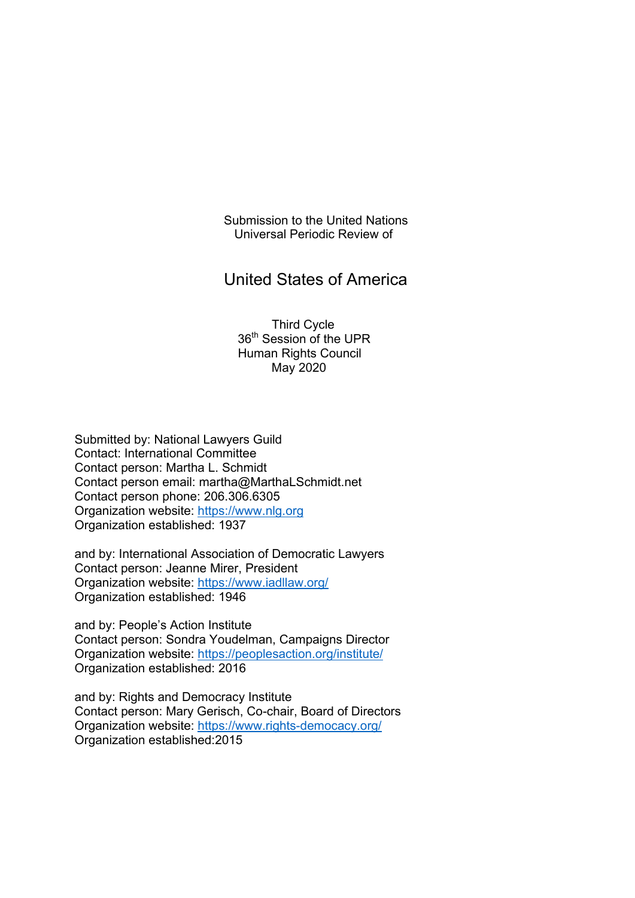Submission to the United Nations
Universal Periodic Review of

# United States of America

Third Cycle
36th Session of the UPR
Human Rights Council
May 2020

Submitted by: National Lawyers Guild
Contact: International Committee
Contact person: Martha L. Schmidt
Contact person email: martha@MarthaLSchmidt.net
Contact person phone: 206.306.6305
Organization website: https://www.nlg.org
Organization established: 1937

and by: International Association of Democratic Lawyers
Contact person: Jeanne Mirer, President
Organization website: https://www.iadllaw.org/
Organization established: 1946

and by: People's Action Institute
Contact person: Sondra Youdelman, Campaigns Director
Organization website: https://peoplesaction.org/institute/
Organization established: 2016

and by: Rights and Democracy Institute
Contact person: Mary Gerisch, Co-chair, Board of Directors
Organization website: https://www.rights-democacy.org/
Organization established:2015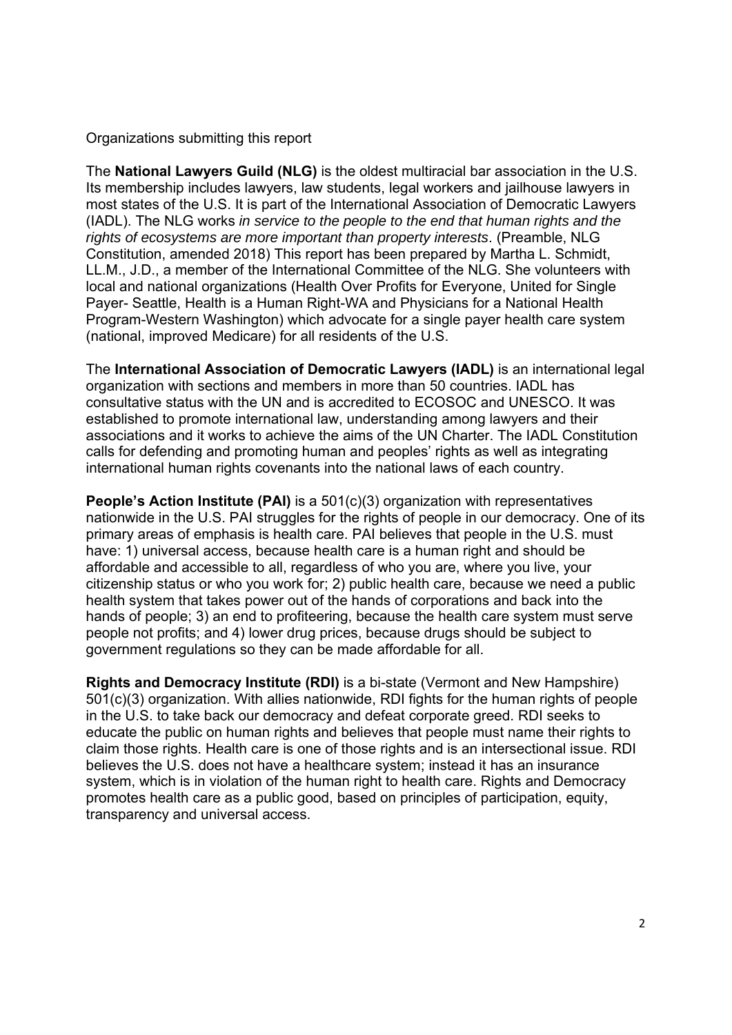Organizations submitting this report

The **National Lawyers Guild (NLG)** is the oldest multiracial bar association in the U.S. Its membership includes lawyers, law students, legal workers and jailhouse lawyers in most states of the U.S. It is part of the International Association of Democratic Lawyers (IADL). The NLG works *in service to the people to the end that human rights and the rights of ecosystems are more important than property interests*. (Preamble, NLG Constitution, amended 2018) This report has been prepared by Martha L. Schmidt, LL.M., J.D., a member of the International Committee of the NLG. She volunteers with local and national organizations (Health Over Profits for Everyone, United for Single Payer- Seattle, Health is a Human Right-WA and Physicians for a National Health Program-Western Washington) which advocate for a single payer health care system (national, improved Medicare) for all residents of the U.S.

The **International Association of Democratic Lawyers (IADL)** is an international legal organization with sections and members in more than 50 countries. IADL has consultative status with the UN and is accredited to ECOSOC and UNESCO. It was established to promote international law, understanding among lawyers and their associations and it works to achieve the aims of the UN Charter. The IADL Constitution calls for defending and promoting human and peoples' rights as well as integrating international human rights covenants into the national laws of each country.

**People's Action Institute (PAI)** is a 501(c)(3) organization with representatives nationwide in the U.S. PAI struggles for the rights of people in our democracy. One of its primary areas of emphasis is health care. PAI believes that people in the U.S. must have: 1) universal access, because health care is a human right and should be affordable and accessible to all, regardless of who you are, where you live, your citizenship status or who you work for; 2) public health care, because we need a public health system that takes power out of the hands of corporations and back into the hands of people; 3) an end to profiteering, because the health care system must serve people not profits; and 4) lower drug prices, because drugs should be subject to government regulations so they can be made affordable for all.

**Rights and Democracy Institute (RDI)** is a bi-state (Vermont and New Hampshire) 501(c)(3) organization. With allies nationwide, RDI fights for the human rights of people in the U.S. to take back our democracy and defeat corporate greed. RDI seeks to educate the public on human rights and believes that people must name their rights to claim those rights. Health care is one of those rights and is an intersectional issue. RDI believes the U.S. does not have a healthcare system; instead it has an insurance system, which is in violation of the human right to health care. Rights and Democracy promotes health care as a public good, based on principles of participation, equity, transparency and universal access.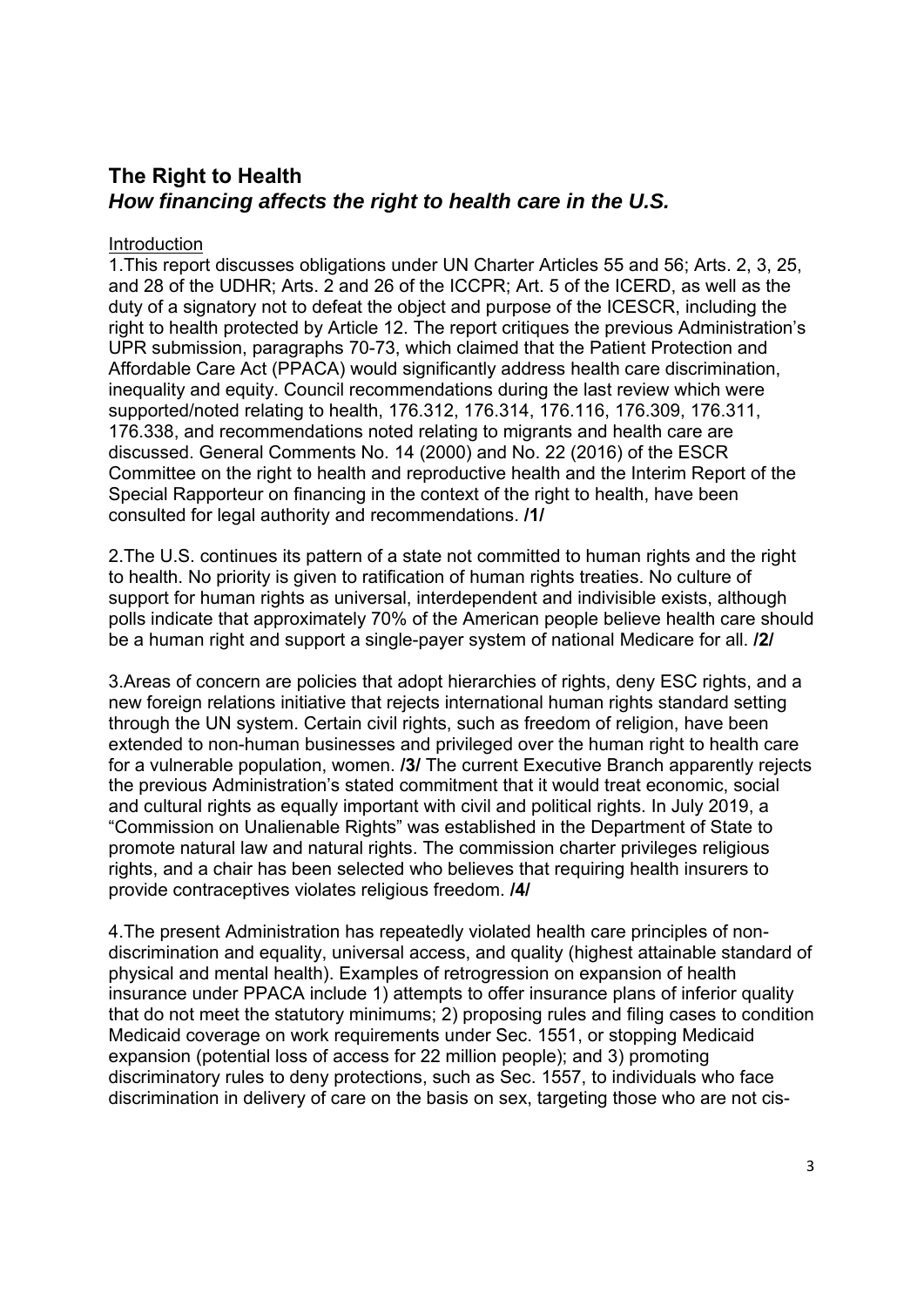## The Right to Health
### *How financing affects the right to health care in the U.S.*

Introduction

1.This report discusses obligations under UN Charter Articles 55 and 56; Arts. 2, 3, 25, and 28 of the UDHR; Arts. 2 and 26 of the ICCPR; Art. 5 of the ICERD, as well as the duty of a signatory not to defeat the object and purpose of the ICESCR, including the right to health protected by Article 12. The report critiques the previous Administration's UPR submission, paragraphs 70-73, which claimed that the Patient Protection and Affordable Care Act (PPACA) would significantly address health care discrimination, inequality and equity. Council recommendations during the last review which were supported/noted relating to health, 176.312, 176.314, 176.116, 176.309, 176.311, 176.338, and recommendations noted relating to migrants and health care are discussed. General Comments No. 14 (2000) and No. 22 (2016) of the ESCR Committee on the right to health and reproductive health and the Interim Report of the Special Rapporteur on financing in the context of the right to health, have been consulted for legal authority and recommendations. **/1/**

2.The U.S. continues its pattern of a state not committed to human rights and the right to health. No priority is given to ratification of human rights treaties. No culture of support for human rights as universal, interdependent and indivisible exists, although polls indicate that approximately 70% of the American people believe health care should be a human right and support a single-payer system of national Medicare for all. **/2/**

3.Areas of concern are policies that adopt hierarchies of rights, deny ESC rights, and a new foreign relations initiative that rejects international human rights standard setting through the UN system. Certain civil rights, such as freedom of religion, have been extended to non-human businesses and privileged over the human right to health care for a vulnerable population, women. **/3/** The current Executive Branch apparently rejects the previous Administration's stated commitment that it would treat economic, social and cultural rights as equally important with civil and political rights. In July 2019, a "Commission on Unalienable Rights" was established in the Department of State to promote natural law and natural rights. The commission charter privileges religious rights, and a chair has been selected who believes that requiring health insurers to provide contraceptives violates religious freedom. **/4/**

4.The present Administration has repeatedly violated health care principles of non-discrimination and equality, universal access, and quality (highest attainable standard of physical and mental health). Examples of retrogression on expansion of health insurance under PPACA include 1) attempts to offer insurance plans of inferior quality that do not meet the statutory minimums; 2) proposing rules and filing cases to condition Medicaid coverage on work requirements under Sec. 1551, or stopping Medicaid expansion (potential loss of access for 22 million people); and 3) promoting discriminatory rules to deny protections, such as Sec. 1557, to individuals who face discrimination in delivery of care on the basis on sex, targeting those who are not cis-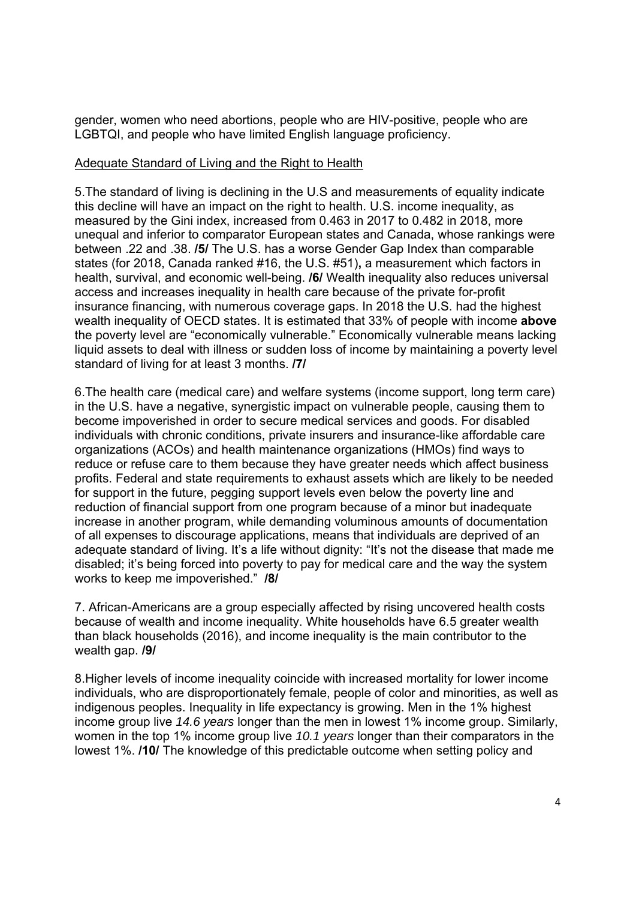gender, women who need abortions, people who are HIV-positive, people who are LGBTQI, and people who have limited English language proficiency.

<u>Adequate Standard of Living and the Right to Health</u>

5.The standard of living is declining in the U.S and measurements of equality indicate this decline will have an impact on the right to health. U.S. income inequality, as measured by the Gini index, increased from 0.463 in 2017 to 0.482 in 2018, more unequal and inferior to comparator European states and Canada, whose rankings were between .22 and .38. **/5/** The U.S. has a worse Gender Gap Index than comparable states (for 2018, Canada ranked #16, the U.S. #51)**,** a measurement which factors in health, survival, and economic well-being. **/6/** Wealth inequality also reduces universal access and increases inequality in health care because of the private for-profit insurance financing, with numerous coverage gaps. In 2018 the U.S. had the highest wealth inequality of OECD states. It is estimated that 33% of people with income **above** the poverty level are "economically vulnerable." Economically vulnerable means lacking liquid assets to deal with illness or sudden loss of income by maintaining a poverty level standard of living for at least 3 months. **/7/**

6.The health care (medical care) and welfare systems (income support, long term care) in the U.S. have a negative, synergistic impact on vulnerable people, causing them to become impoverished in order to secure medical services and goods. For disabled individuals with chronic conditions, private insurers and insurance-like affordable care organizations (ACOs) and health maintenance organizations (HMOs) find ways to reduce or refuse care to them because they have greater needs which affect business profits. Federal and state requirements to exhaust assets which are likely to be needed for support in the future, pegging support levels even below the poverty line and reduction of financial support from one program because of a minor but inadequate increase in another program, while demanding voluminous amounts of documentation of all expenses to discourage applications, means that individuals are deprived of an adequate standard of living. It's a life without dignity: "It's not the disease that made me disabled; it's being forced into poverty to pay for medical care and the way the system works to keep me impoverished." **/8/**

7. African-Americans are a group especially affected by rising uncovered health costs because of wealth and income inequality. White households have 6.5 greater wealth than black households (2016), and income inequality is the main contributor to the wealth gap. **/9/**

8.Higher levels of income inequality coincide with increased mortality for lower income individuals, who are disproportionately female, people of color and minorities, as well as indigenous peoples. Inequality in life expectancy is growing. Men in the 1% highest income group live *14.6 years* longer than the men in lowest 1% income group. Similarly, women in the top 1% income group live *10.1 years* longer than their comparators in the lowest 1%. **/10/** The knowledge of this predictable outcome when setting policy and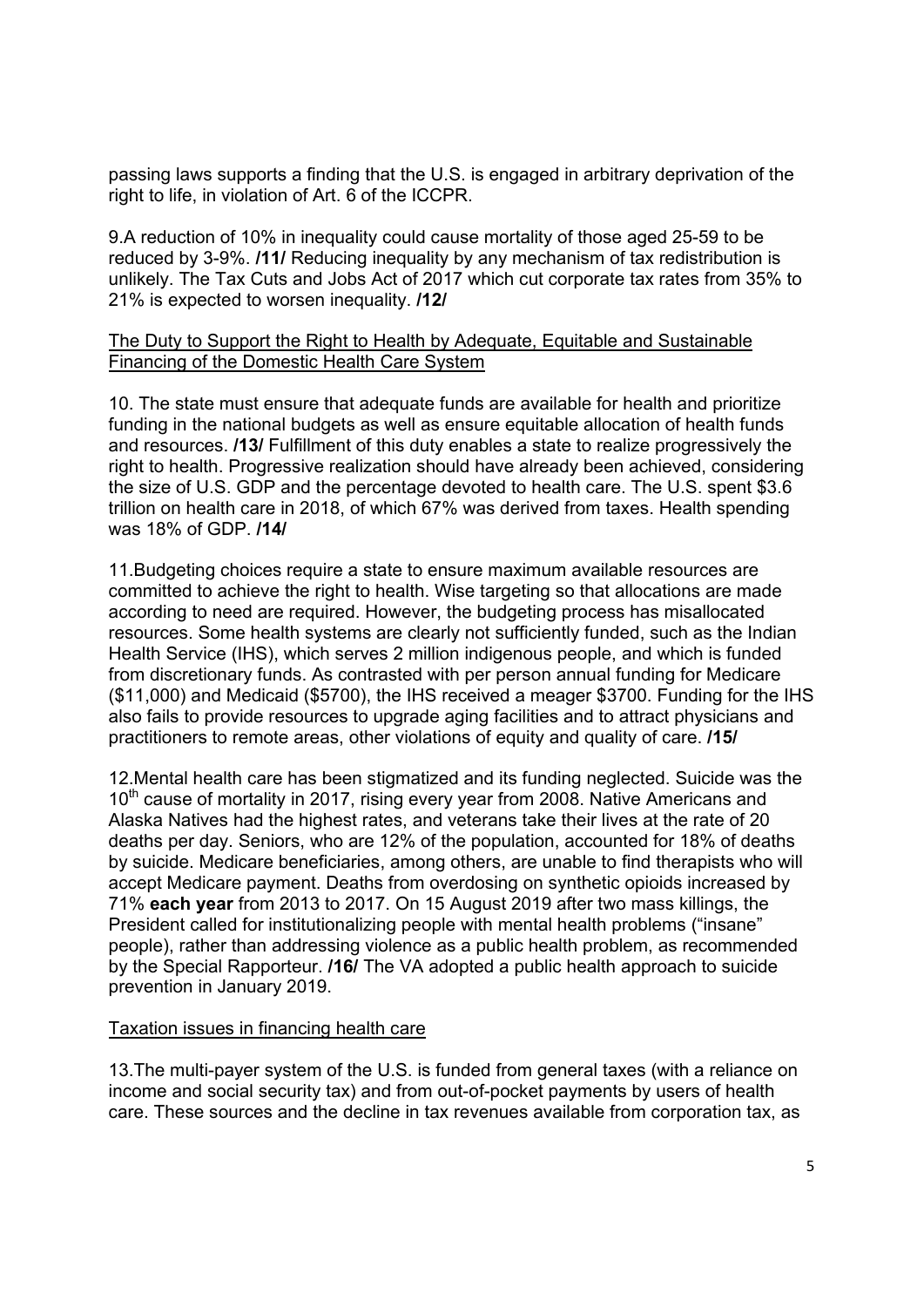passing laws supports a finding that the U.S. is engaged in arbitrary deprivation of the right to life, in violation of Art. 6 of the ICCPR.

9.A reduction of 10% in inequality could cause mortality of those aged 25-59 to be reduced by 3-9%. **/11/** Reducing inequality by any mechanism of tax redistribution is unlikely. The Tax Cuts and Jobs Act of 2017 which cut corporate tax rates from 35% to 21% is expected to worsen inequality. **/12/**

<u>The Duty to Support the Right to Health by Adequate, Equitable and Sustainable Financing of the Domestic Health Care System</u>

10. The state must ensure that adequate funds are available for health and prioritize funding in the national budgets as well as ensure equitable allocation of health funds and resources. **/13/** Fulfillment of this duty enables a state to realize progressively the right to health. Progressive realization should have already been achieved, considering the size of U.S. GDP and the percentage devoted to health care. The U.S. spent $3.6 trillion on health care in 2018, of which 67% was derived from taxes. Health spending was 18% of GDP. **/14/**

11.Budgeting choices require a state to ensure maximum available resources are committed to achieve the right to health. Wise targeting so that allocations are made according to need are required. However, the budgeting process has misallocated resources. Some health systems are clearly not sufficiently funded, such as the Indian Health Service (IHS), which serves 2 million indigenous people, and which is funded from discretionary funds. As contrasted with per person annual funding for Medicare ($11,000) and Medicaid ($5700), the IHS received a meager $3700. Funding for the IHS also fails to provide resources to upgrade aging facilities and to attract physicians and practitioners to remote areas, other violations of equity and quality of care. **/15/**

12.Mental health care has been stigmatized and its funding neglected. Suicide was the 10th cause of mortality in 2017, rising every year from 2008. Native Americans and Alaska Natives had the highest rates, and veterans take their lives at the rate of 20 deaths per day. Seniors, who are 12% of the population, accounted for 18% of deaths by suicide. Medicare beneficiaries, among others, are unable to find therapists who will accept Medicare payment. Deaths from overdosing on synthetic opioids increased by 71% **each year** from 2013 to 2017. On 15 August 2019 after two mass killings, the President called for institutionalizing people with mental health problems ("insane" people), rather than addressing violence as a public health problem, as recommended by the Special Rapporteur. **/16/** The VA adopted a public health approach to suicide prevention in January 2019.

<u>Taxation issues in financing health care</u>

13.The multi-payer system of the U.S. is funded from general taxes (with a reliance on income and social security tax) and from out-of-pocket payments by users of health care. These sources and the decline in tax revenues available from corporation tax, as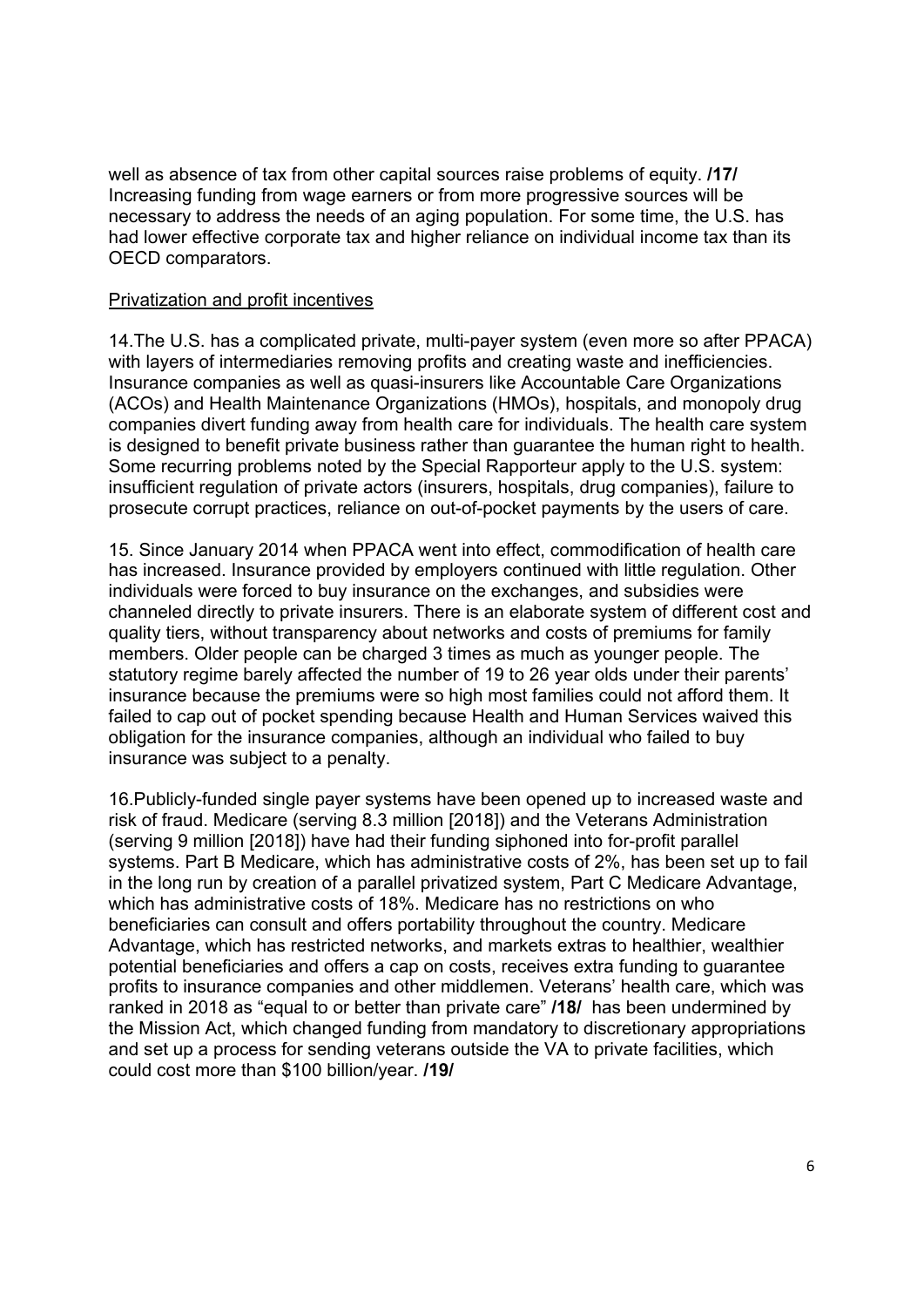well as absence of tax from other capital sources raise problems of equity. **/17/** Increasing funding from wage earners or from more progressive sources will be necessary to address the needs of an aging population. For some time, the U.S. has had lower effective corporate tax and higher reliance on individual income tax than its OECD comparators.

<u>Privatization and profit incentives</u>

14.The U.S. has a complicated private, multi-payer system (even more so after PPACA) with layers of intermediaries removing profits and creating waste and inefficiencies. Insurance companies as well as quasi-insurers like Accountable Care Organizations (ACOs) and Health Maintenance Organizations (HMOs), hospitals, and monopoly drug companies divert funding away from health care for individuals. The health care system is designed to benefit private business rather than guarantee the human right to health. Some recurring problems noted by the Special Rapporteur apply to the U.S. system: insufficient regulation of private actors (insurers, hospitals, drug companies), failure to prosecute corrupt practices, reliance on out-of-pocket payments by the users of care.

15. Since January 2014 when PPACA went into effect, commodification of health care has increased. Insurance provided by employers continued with little regulation. Other individuals were forced to buy insurance on the exchanges, and subsidies were channeled directly to private insurers. There is an elaborate system of different cost and quality tiers, without transparency about networks and costs of premiums for family members. Older people can be charged 3 times as much as younger people. The statutory regime barely affected the number of 19 to 26 year olds under their parents' insurance because the premiums were so high most families could not afford them. It failed to cap out of pocket spending because Health and Human Services waived this obligation for the insurance companies, although an individual who failed to buy insurance was subject to a penalty.

16.Publicly-funded single payer systems have been opened up to increased waste and risk of fraud. Medicare (serving 8.3 million [2018]) and the Veterans Administration (serving 9 million [2018]) have had their funding siphoned into for-profit parallel systems. Part B Medicare, which has administrative costs of 2%, has been set up to fail in the long run by creation of a parallel privatized system, Part C Medicare Advantage, which has administrative costs of 18%. Medicare has no restrictions on who beneficiaries can consult and offers portability throughout the country. Medicare Advantage, which has restricted networks, and markets extras to healthier, wealthier potential beneficiaries and offers a cap on costs, receives extra funding to guarantee profits to insurance companies and other middlemen. Veterans' health care, which was ranked in 2018 as "equal to or better than private care" **/18/** has been undermined by the Mission Act, which changed funding from mandatory to discretionary appropriations and set up a process for sending veterans outside the VA to private facilities, which could cost more than $100 billion/year. **/19/**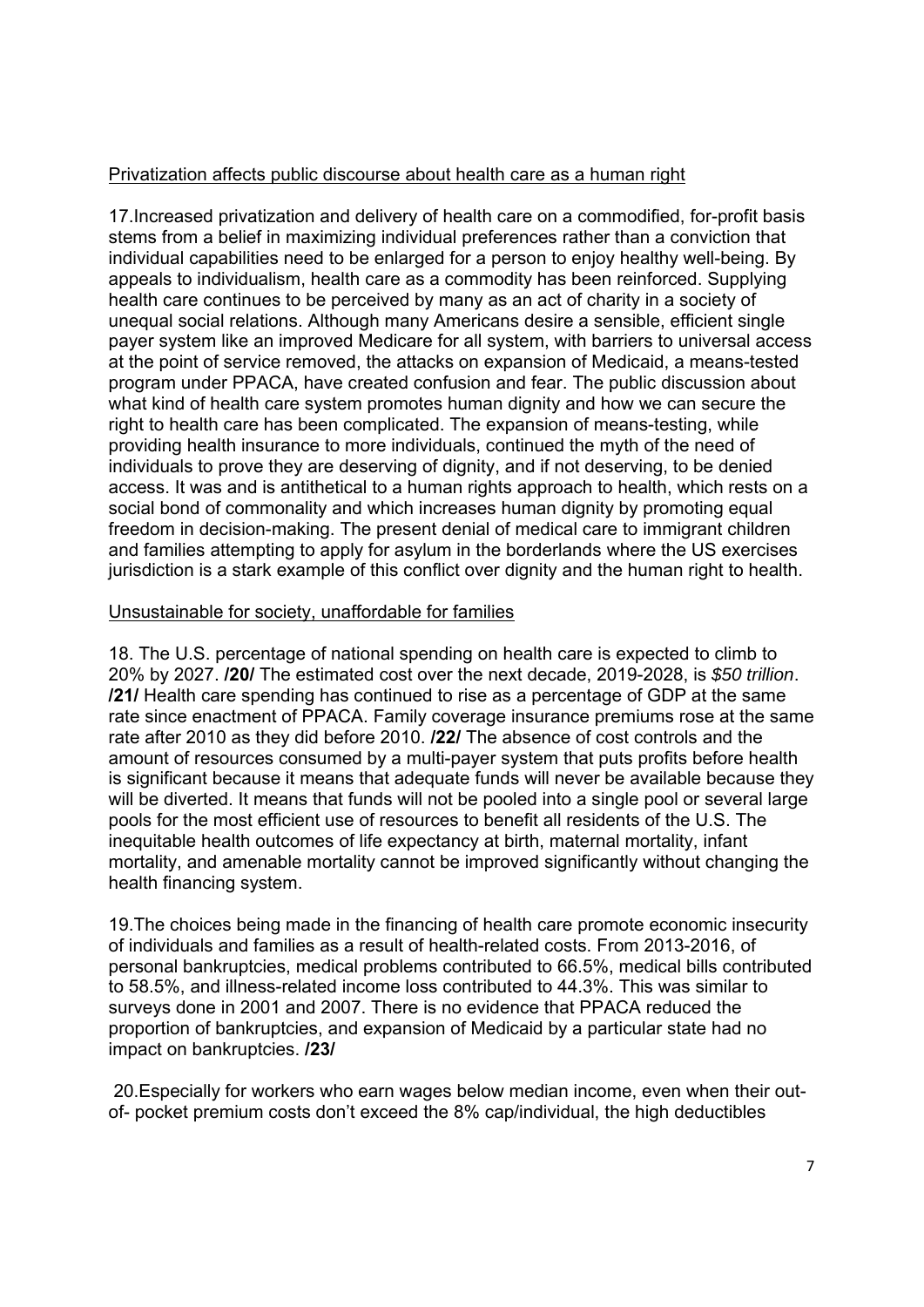Privatization affects public discourse about health care as a human right

17.Increased privatization and delivery of health care on a commodified, for-profit basis stems from a belief in maximizing individual preferences rather than a conviction that individual capabilities need to be enlarged for a person to enjoy healthy well-being. By appeals to individualism, health care as a commodity has been reinforced. Supplying health care continues to be perceived by many as an act of charity in a society of unequal social relations. Although many Americans desire a sensible, efficient single payer system like an improved Medicare for all system, with barriers to universal access at the point of service removed, the attacks on expansion of Medicaid, a means-tested program under PPACA, have created confusion and fear. The public discussion about what kind of health care system promotes human dignity and how we can secure the right to health care has been complicated. The expansion of means-testing, while providing health insurance to more individuals, continued the myth of the need of individuals to prove they are deserving of dignity, and if not deserving, to be denied access. It was and is antithetical to a human rights approach to health, which rests on a social bond of commonality and which increases human dignity by promoting equal freedom in decision-making. The present denial of medical care to immigrant children and families attempting to apply for asylum in the borderlands where the US exercises jurisdiction is a stark example of this conflict over dignity and the human right to health.

Unsustainable for society, unaffordable for families

18. The U.S. percentage of national spending on health care is expected to climb to 20% by 2027. **/20/** The estimated cost over the next decade, 2019-2028, is *$50 trillion*. **/21/** Health care spending has continued to rise as a percentage of GDP at the same rate since enactment of PPACA. Family coverage insurance premiums rose at the same rate after 2010 as they did before 2010. **/22/** The absence of cost controls and the amount of resources consumed by a multi-payer system that puts profits before health is significant because it means that adequate funds will never be available because they will be diverted. It means that funds will not be pooled into a single pool or several large pools for the most efficient use of resources to benefit all residents of the U.S. The inequitable health outcomes of life expectancy at birth, maternal mortality, infant mortality, and amenable mortality cannot be improved significantly without changing the health financing system.

19.The choices being made in the financing of health care promote economic insecurity of individuals and families as a result of health-related costs. From 2013-2016, of personal bankruptcies, medical problems contributed to 66.5%, medical bills contributed to 58.5%, and illness-related income loss contributed to 44.3%. This was similar to surveys done in 2001 and 2007. There is no evidence that PPACA reduced the proportion of bankruptcies, and expansion of Medicaid by a particular state had no impact on bankruptcies. **/23/**

20.Especially for workers who earn wages below median income, even when their out-of- pocket premium costs don't exceed the 8% cap/individual, the high deductibles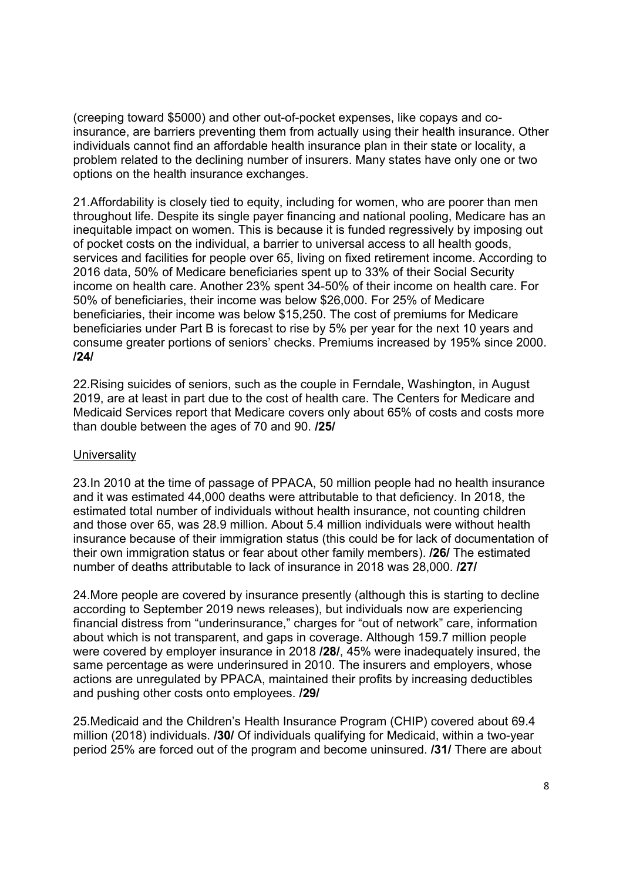(creeping toward $5000) and other out-of-pocket expenses, like copays and co-insurance, are barriers preventing them from actually using their health insurance. Other individuals cannot find an affordable health insurance plan in their state or locality, a problem related to the declining number of insurers. Many states have only one or two options on the health insurance exchanges.

21.Affordability is closely tied to equity, including for women, who are poorer than men throughout life. Despite its single payer financing and national pooling, Medicare has an inequitable impact on women. This is because it is funded regressively by imposing out of pocket costs on the individual, a barrier to universal access to all health goods, services and facilities for people over 65, living on fixed retirement income. According to 2016 data, 50% of Medicare beneficiaries spent up to 33% of their Social Security income on health care. Another 23% spent 34-50% of their income on health care. For 50% of beneficiaries, their income was below $26,000. For 25% of Medicare beneficiaries, their income was below $15,250. The cost of premiums for Medicare beneficiaries under Part B is forecast to rise by 5% per year for the next 10 years and consume greater portions of seniors' checks. Premiums increased by 195% since 2000. **/24/**

22.Rising suicides of seniors, such as the couple in Ferndale, Washington, in August 2019, are at least in part due to the cost of health care. The Centers for Medicare and Medicaid Services report that Medicare covers only about 65% of costs and costs more than double between the ages of 70 and 90. **/25/**

Universality

23.In 2010 at the time of passage of PPACA, 50 million people had no health insurance and it was estimated 44,000 deaths were attributable to that deficiency. In 2018, the estimated total number of individuals without health insurance, not counting children and those over 65, was 28.9 million. About 5.4 million individuals were without health insurance because of their immigration status (this could be for lack of documentation of their own immigration status or fear about other family members). **/26/** The estimated number of deaths attributable to lack of insurance in 2018 was 28,000. **/27/**

24.More people are covered by insurance presently (although this is starting to decline according to September 2019 news releases), but individuals now are experiencing financial distress from "underinsurance," charges for "out of network" care, information about which is not transparent, and gaps in coverage. Although 159.7 million people were covered by employer insurance in 2018 **/28/**, 45% were inadequately insured, the same percentage as were underinsured in 2010. The insurers and employers, whose actions are unregulated by PPACA, maintained their profits by increasing deductibles and pushing other costs onto employees. **/29/**

25.Medicaid and the Children's Health Insurance Program (CHIP) covered about 69.4 million (2018) individuals. **/30/** Of individuals qualifying for Medicaid, within a two-year period 25% are forced out of the program and become uninsured. **/31/** There are about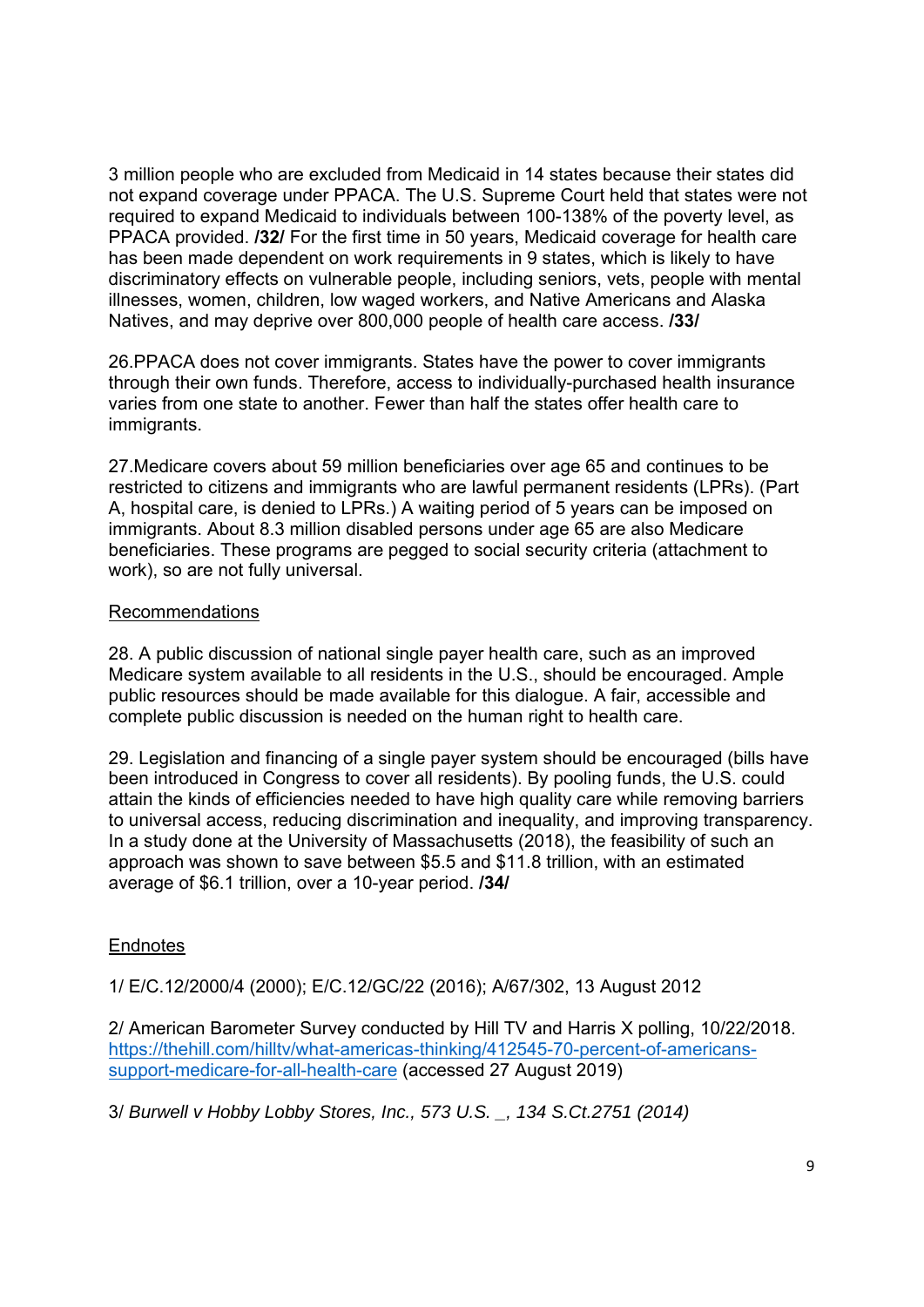3 million people who are excluded from Medicaid in 14 states because their states did not expand coverage under PPACA. The U.S. Supreme Court held that states were not required to expand Medicaid to individuals between 100-138% of the poverty level, as PPACA provided. **/32/** For the first time in 50 years, Medicaid coverage for health care has been made dependent on work requirements in 9 states, which is likely to have discriminatory effects on vulnerable people, including seniors, vets, people with mental illnesses, women, children, low waged workers, and Native Americans and Alaska Natives, and may deprive over 800,000 people of health care access. **/33/**

26.PPACA does not cover immigrants. States have the power to cover immigrants through their own funds. Therefore, access to individually-purchased health insurance varies from one state to another. Fewer than half the states offer health care to immigrants.

27.Medicare covers about 59 million beneficiaries over age 65 and continues to be restricted to citizens and immigrants who are lawful permanent residents (LPRs). (Part A, hospital care, is denied to LPRs.) A waiting period of 5 years can be imposed on immigrants. About 8.3 million disabled persons under age 65 are also Medicare beneficiaries. These programs are pegged to social security criteria (attachment to work), so are not fully universal.

<u>Recommendations</u>

28. A public discussion of national single payer health care, such as an improved Medicare system available to all residents in the U.S., should be encouraged. Ample public resources should be made available for this dialogue. A fair, accessible and complete public discussion is needed on the human right to health care.

29. Legislation and financing of a single payer system should be encouraged (bills have been introduced in Congress to cover all residents). By pooling funds, the U.S. could attain the kinds of efficiencies needed to have high quality care while removing barriers to universal access, reducing discrimination and inequality, and improving transparency. In a study done at the University of Massachusetts (2018), the feasibility of such an approach was shown to save between $5.5 and $11.8 trillion, with an estimated average of $6.1 trillion, over a 10-year period. **/34/**

<u>Endnotes</u>

1/ E/C.12/2000/4 (2000); E/C.12/GC/22 (2016); A/67/302, 13 August 2012

2/ American Barometer Survey conducted by Hill TV and Harris X polling, 10/22/2018. [https://thehill.com/hilltv/what-americas-thinking/412545-70-percent-of-americans-support-medicare-for-all-health-care](https://thehill.com/hilltv/what-americas-thinking/412545-70-percent-of-americans-support-medicare-for-all-health-care) (accessed 27 August 2019)

3/ *Burwell v Hobby Lobby Stores, Inc., 573 U.S. _, 134 S.Ct.2751 (2014)*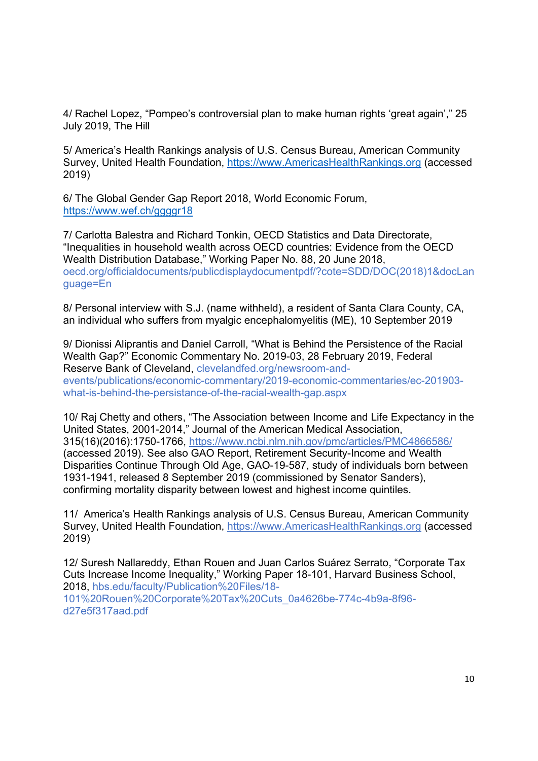4/ Rachel Lopez, "Pompeo's controversial plan to make human rights 'great again'," 25 July 2019, The Hill

5/ America's Health Rankings analysis of U.S. Census Bureau, American Community Survey, United Health Foundation, https://www.AmericasHealthRankings.org (accessed 2019)

6/ The Global Gender Gap Report 2018, World Economic Forum, https://www.wef.ch/ggggr18

7/ Carlotta Balestra and Richard Tonkin, OECD Statistics and Data Directorate, "Inequalities in household wealth across OECD countries: Evidence from the OECD Wealth Distribution Database," Working Paper No. 88, 20 June 2018, oecd.org/officialdocuments/publicdisplaydocumentpdf/?cote=SDD/DOC(2018)1&docLanguage=En

8/ Personal interview with S.J. (name withheld), a resident of Santa Clara County, CA, an individual who suffers from myalgic encephalomyelitis (ME), 10 September 2019

9/ Dionissi Aliprantis and Daniel Carroll, "What is Behind the Persistence of the Racial Wealth Gap?" Economic Commentary No. 2019-03, 28 February 2019, Federal Reserve Bank of Cleveland, clevelandfed.org/newsroom-and-events/publications/economic-commentary/2019-economic-commentaries/ec-201903-what-is-behind-the-persistance-of-the-racial-wealth-gap.aspx

10/ Raj Chetty and others, "The Association between Income and Life Expectancy in the United States, 2001-2014," Journal of the American Medical Association, 315(16)(2016):1750-1766, https://www.ncbi.nlm.nih.gov/pmc/articles/PMC4866586/ (accessed 2019). See also GAO Report, Retirement Security-Income and Wealth Disparities Continue Through Old Age, GAO-19-587, study of individuals born between 1931-1941, released 8 September 2019 (commissioned by Senator Sanders), confirming mortality disparity between lowest and highest income quintiles.

11/ America's Health Rankings analysis of U.S. Census Bureau, American Community Survey, United Health Foundation, https://www.AmericasHealthRankings.org (accessed 2019)

12/ Suresh Nallareddy, Ethan Rouen and Juan Carlos Suárez Serrato, "Corporate Tax Cuts Increase Income Inequality," Working Paper 18-101, Harvard Business School, 2018, hbs.edu/faculty/Publication%20Files/18-101%20Rouen%20Corporate%20Tax%20Cuts_0a4626be-774c-4b9a-8f96-d27e5f317aad.pdf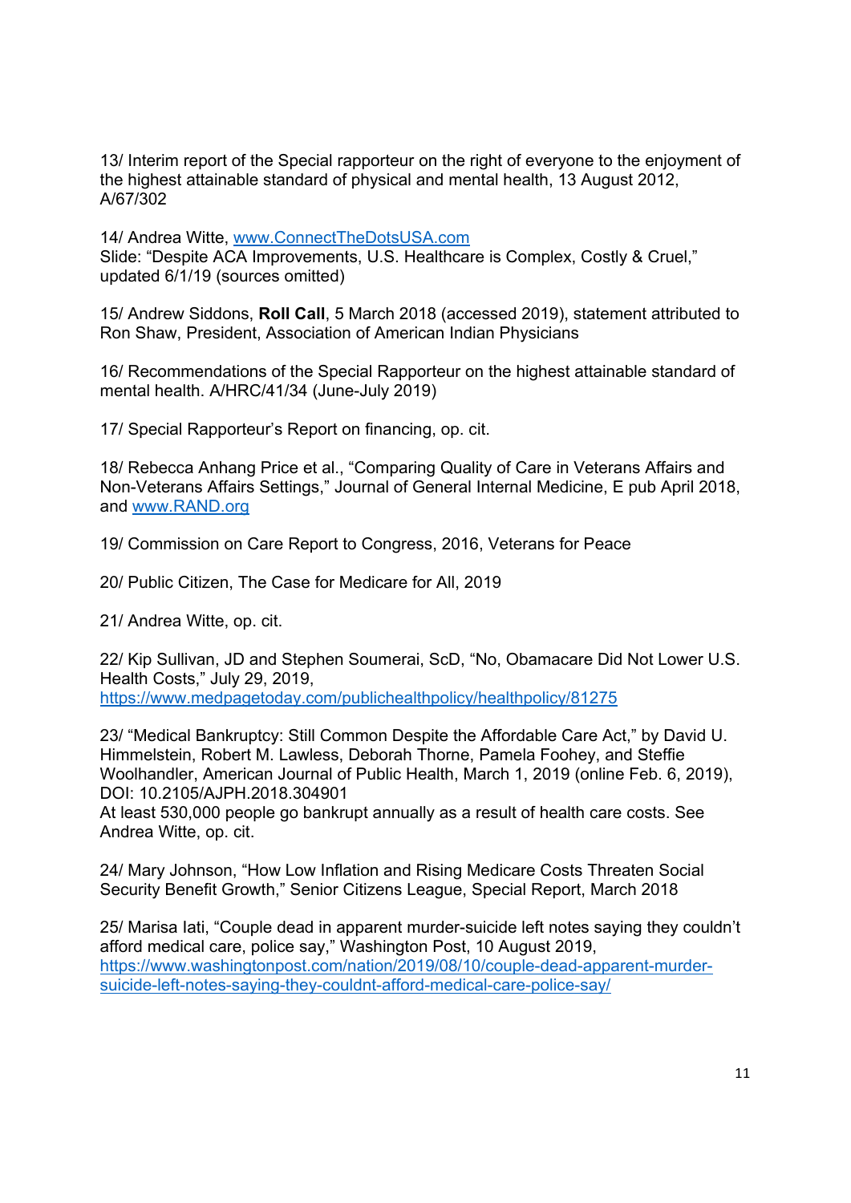13/ Interim report of the Special rapporteur on the right of everyone to the enjoyment of the highest attainable standard of physical and mental health, 13 August 2012, A/67/302

14/ Andrea Witte, [www.ConnectTheDotsUSA.com](http://www.ConnectTheDotsUSA.com)
Slide: "Despite ACA Improvements, U.S. Healthcare is Complex, Costly & Cruel," updated 6/1/19 (sources omitted)

15/ Andrew Siddons, **Roll Call**, 5 March 2018 (accessed 2019), statement attributed to Ron Shaw, President, Association of American Indian Physicians

16/ Recommendations of the Special Rapporteur on the highest attainable standard of mental health. A/HRC/41/34 (June-July 2019)

17/ Special Rapporteur's Report on financing, op. cit.

18/ Rebecca Anhang Price et al., "Comparing Quality of Care in Veterans Affairs and Non-Veterans Affairs Settings," Journal of General Internal Medicine, E pub April 2018, and [www.RAND.org](http://www.RAND.org)

19/ Commission on Care Report to Congress, 2016, Veterans for Peace

20/ Public Citizen, The Case for Medicare for All, 2019

21/ Andrea Witte, op. cit.

22/ Kip Sullivan, JD and Stephen Soumerai, ScD, "No, Obamacare Did Not Lower U.S. Health Costs," July 29, 2019,
[https://www.medpagetoday.com/publichealthpolicy/healthpolicy/81275](https://www.medpagetoday.com/publichealthpolicy/healthpolicy/81275)

23/ "Medical Bankruptcy: Still Common Despite the Affordable Care Act," by David U. Himmelstein, Robert M. Lawless, Deborah Thorne, Pamela Foohey, and Steffie Woolhandler, American Journal of Public Health, March 1, 2019 (online Feb. 6, 2019), DOI: 10.2105/AJPH.2018.304901
At least 530,000 people go bankrupt annually as a result of health care costs. See Andrea Witte, op. cit.

24/ Mary Johnson, "How Low Inflation and Rising Medicare Costs Threaten Social Security Benefit Growth," Senior Citizens League, Special Report, March 2018

25/ Marisa Iati, "Couple dead in apparent murder-suicide left notes saying they couldn't afford medical care, police say," Washington Post, 10 August 2019,
[https://www.washingtonpost.com/nation/2019/08/10/couple-dead-apparent-murder-suicide-left-notes-saying-they-couldnt-afford-medical-care-police-say/](https://www.washingtonpost.com/nation/2019/08/10/couple-dead-apparent-murder-suicide-left-notes-saying-they-couldnt-afford-medical-care-police-say/)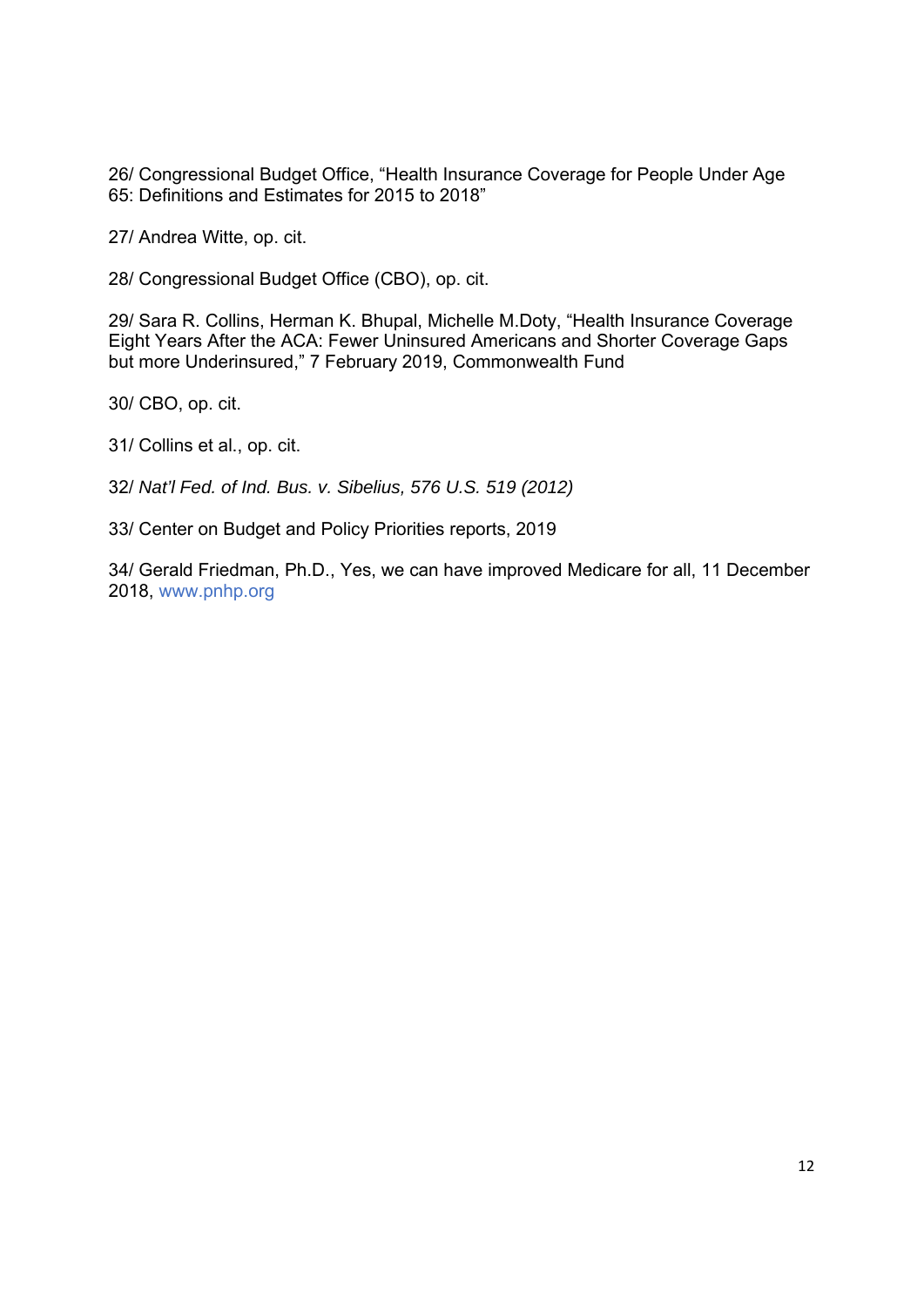26/ Congressional Budget Office, “Health Insurance Coverage for People Under Age 65: Definitions and Estimates for 2015 to 2018”

27/ Andrea Witte, op. cit.

28/ Congressional Budget Office (CBO), op. cit.

29/ Sara R. Collins, Herman K. Bhupal, Michelle M.Doty, “Health Insurance Coverage Eight Years After the ACA: Fewer Uninsured Americans and Shorter Coverage Gaps but more Underinsured,” 7 February 2019, Commonwealth Fund

30/ CBO, op. cit.

31/ Collins et al., op. cit.

32/ *Nat’l Fed. of Ind. Bus. v. Sibelius, 576 U.S. 519 (2012)*

33/ Center on Budget and Policy Priorities reports, 2019

34/ Gerald Friedman, Ph.D., Yes, we can have improved Medicare for all, 11 December 2018, www.pnhp.org